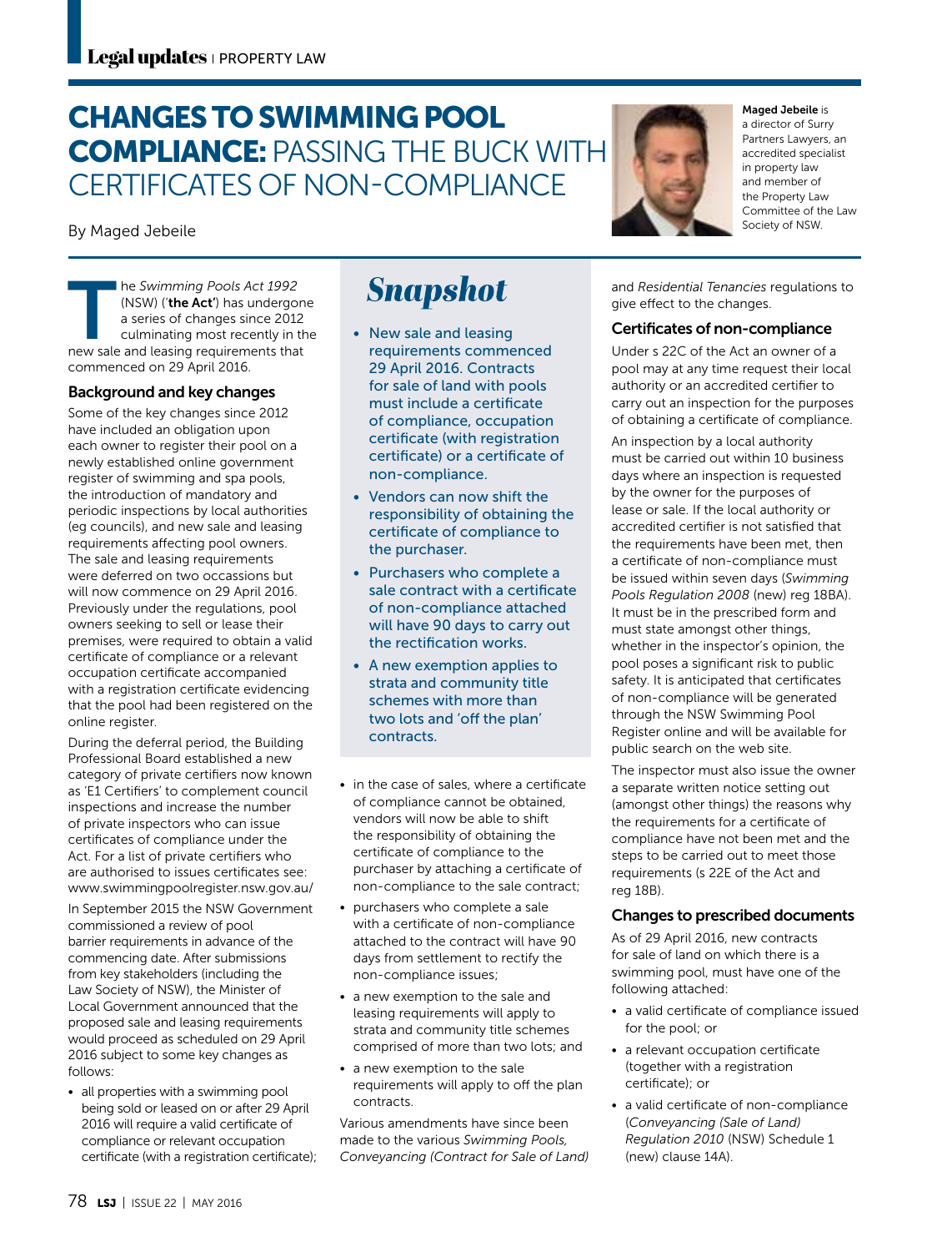# CHANGES TO SWIMMING POOL COMPLIANCE: PASSING THE BUCK WITH CERTIFICATES OF NON-COMPLIANCE

By Maged Jebeile

**Maged Jebeile** is a director of Surry Partners Lawyers, an accredited specialist in property law and member of the Property Law Committee of the Law Society of NSW.

## Snapshot

- New sale and leasing requirements commenced 29 April 2016. Contracts for sale of land with pools must include a certificate of compliance, occupation certificate (with registration certificate) or a certificate of non-compliance.
- Vendors can now shift the responsibility of obtaining the certificate of compliance to the purchaser.
- Purchasers who complete a sale contract with a certificate of non-compliance attached will have 90 days to carry out the rectification works.
- A new exemption applies to strata and community title schemes with more than two lots and 'off the plan' contracts.

The *Swimming Pools Act 1992* (NSW) ('**the Act**') has undergone a series of changes since 2012 culminating most recently in the new sale and leasing requirements that commenced on 29 April 2016.

### Background and key changes

Some of the key changes since 2012 have included an obligation upon each owner to register their pool on a newly established online government register of swimming and spa pools, the introduction of mandatory and periodic inspections by local authorities (eg councils), and new sale and leasing requirements affecting pool owners. The sale and leasing requirements were deferred on two occassions but will now commence on 29 April 2016. Previously under the regulations, pool owners seeking to sell or lease their premises, were required to obtain a valid certificate of compliance or a relevant occupation certificate accompanied with a registration certificate evidencing that the pool had been registered on the online register.

During the deferral period, the Building Professional Board established a new category of private certifiers now known as 'E1 Certifiers' to complement council inspections and increase the number of private inspectors who can issue certificates of compliance under the Act. For a list of private certifiers who are authorised to issues certificates see: www.swimmingpoolregister.nsw.gov.au/

In September 2015 the NSW Government commissioned a review of pool barrier requirements in advance of the commencing date. After submissions from key stakeholders (including the Law Society of NSW), the Minister of Local Government announced that the proposed sale and leasing requirements would proceed as scheduled on 29 April 2016 subject to some key changes as follows:

- all properties with a swimming pool being sold or leased on or after 29 April 2016 will require a valid certificate of compliance or relevant occupation certificate (with a registration certificate);
- in the case of sales, where a certificate of compliance cannot be obtained, vendors will now be able to shift the responsibility of obtaining the certificate of compliance to the purchaser by attaching a certificate of non-compliance to the sale contract;
- purchasers who complete a sale with a certificate of non-compliance attached to the contract will have 90 days from settlement to rectify the non-compliance issues;
- a new exemption to the sale and leasing requirements will apply to strata and community title schemes comprised of more than two lots; and
- a new exemption to the sale requirements will apply to off the plan contracts.

Various amendments have since been made to the various *Swimming Pools, Conveyancing (Contract for Sale of Land)* and *Residential Tenancies* regulations to give effect to the changes.

### Certificates of non-compliance

Under s 22C of the Act an owner of a pool may at any time request their local authority or an accredited certifier to carry out an inspection for the purposes of obtaining a certificate of compliance.

An inspection by a local authority must be carried out within 10 business days where an inspection is requested by the owner for the purposes of lease or sale. If the local authority or accredited certifier is not satisfied that the requirements have been met, then a certificate of non-compliance must be issued within seven days (*Swimming Pools Regulation 2008* (new) reg 18BA). It must be in the prescribed form and must state amongst other things, whether in the inspector's opinion, the pool poses a significant risk to public safety. It is anticipated that certificates of non-compliance will be generated through the NSW Swimming Pool Register online and will be available for public search on the web site.

The inspector must also issue the owner a separate written notice setting out (amongst other things) the reasons why the requirements for a certificate of compliance have not been met and the steps to be carried out to meet those requirements (s 22E of the Act and reg 18B).

### Changes to prescribed documents

As of 29 April 2016, new contracts for sale of land on which there is a swimming pool, must have one of the following attached:

- a valid certificate of compliance issued for the pool; or
- a relevant occupation certificate (together with a registration certificate); or
- a valid certificate of non-compliance (*Conveyancing (Sale of Land) Regulation 2010* (NSW) Schedule 1 (new) clause 14A).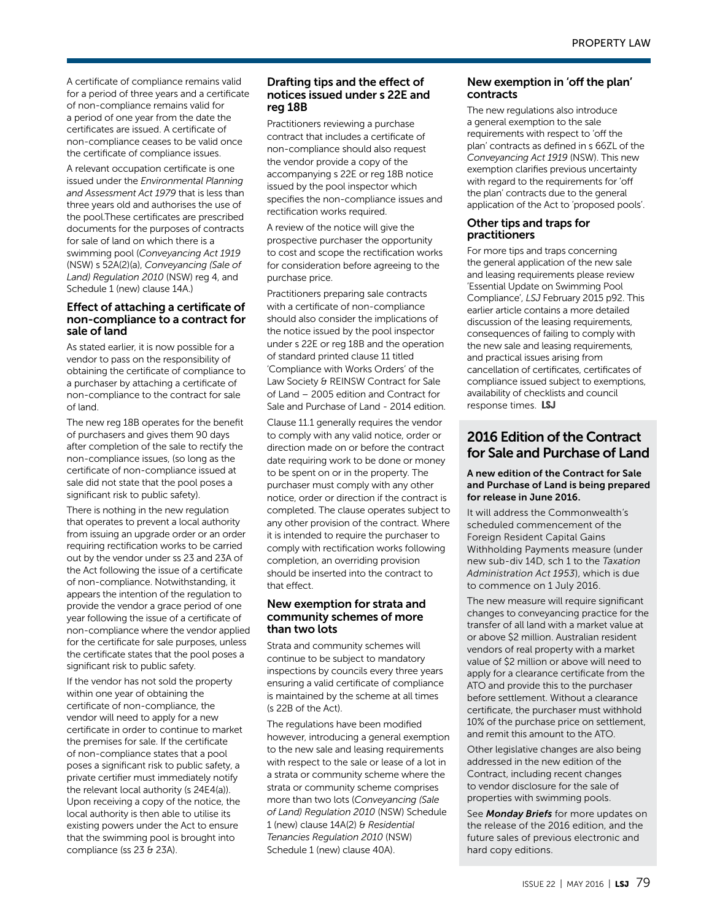A certificate of compliance remains valid for a period of three years and a certificate of non-compliance remains valid for a period of one year from the date the certificates are issued. A certificate of non-compliance ceases to be valid once the certificate of compliance issues.

A relevant occupation certificate is one issued under the *Environmental Planning and Assessment Act 1979* that is less than three years old and authorises the use of the pool.These certificates are prescribed documents for the purposes of contracts for sale of land on which there is a swimming pool (*Conveyancing Act 1919* (NSW) s 52A(2)(a), *Conveyancing (Sale of Land) Regulation 2010* (NSW) reg 4, and Schedule 1 (new) clause 14A.)

### Effect of attaching a certificate of non-compliance to a contract for sale of land

As stated earlier, it is now possible for a vendor to pass on the responsibility of obtaining the certificate of compliance to a purchaser by attaching a certificate of non-compliance to the contract for sale of land.

The new reg 18B operates for the benefit of purchasers and gives them 90 days after completion of the sale to rectify the non-compliance issues, (so long as the certificate of non-compliance issued at sale did not state that the pool poses a significant risk to public safety).

There is nothing in the new regulation that operates to prevent a local authority from issuing an upgrade order or an order requiring rectification works to be carried out by the vendor under ss 23 and 23A of the Act following the issue of a certificate of non-compliance. Notwithstanding, it appears the intention of the regulation to provide the vendor a grace period of one year following the issue of a certificate of non-compliance where the vendor applied for the certificate for sale purposes, unless the certificate states that the pool poses a significant risk to public safety.

If the vendor has not sold the property within one year of obtaining the certificate of non-compliance, the vendor will need to apply for a new certificate in order to continue to market the premises for sale. If the certificate of non-compliance states that a pool poses a significant risk to public safety, a private certifier must immediately notify the relevant local authority (s 24E4(a)). Upon receiving a copy of the notice, the local authority is then able to utilise its existing powers under the Act to ensure that the swimming pool is brought into compliance (ss 23 & 23A).

### Drafting tips and the effect of notices issued under s 22E and reg 18B

Practitioners reviewing a purchase contract that includes a certificate of non-compliance should also request the vendor provide a copy of the accompanying s 22E or reg 18B notice issued by the pool inspector which specifies the non-compliance issues and rectification works required.

A review of the notice will give the prospective purchaser the opportunity to cost and scope the rectification works for consideration before agreeing to the purchase price.

Practitioners preparing sale contracts with a certificate of non-compliance should also consider the implications of the notice issued by the pool inspector under s 22E or reg 18B and the operation of standard printed clause 11 titled 'Compliance with Works Orders' of the Law Society & REINSW Contract for Sale of Land – 2005 edition and Contract for Sale and Purchase of Land - 2014 edition.

Clause 11.1 generally requires the vendor to comply with any valid notice, order or direction made on or before the contract date requiring work to be done or money to be spent on or in the property. The purchaser must comply with any other notice, order or direction if the contract is completed. The clause operates subject to any other provision of the contract. Where it is intended to require the purchaser to comply with rectification works following completion, an overriding provision should be inserted into the contract to that effect.

### New exemption for strata and community schemes of more than two lots

Strata and community schemes will continue to be subject to mandatory inspections by councils every three years ensuring a valid certificate of compliance is maintained by the scheme at all times (s 22B of the Act).

The regulations have been modified however, introducing a general exemption to the new sale and leasing requirements with respect to the sale or lease of a lot in a strata or community scheme where the strata or community scheme comprises more than two lots (*Conveyancing (Sale of Land) Regulation 2010* (NSW) Schedule 1 (new) clause 14A(2) & *Residential Tenancies Regulation 2010* (NSW) Schedule 1 (new) clause 40A).

### New exemption in 'off the plan' contracts

The new regulations also introduce a general exemption to the sale requirements with respect to 'off the plan' contracts as defined in s 66ZL of the *Conveyancing Act 1919* (NSW). This new exemption clarifies previous uncertainty with regard to the requirements for 'off the plan' contracts due to the general application of the Act to 'proposed pools'.

### Other tips and traps for practitioners

For more tips and traps concerning the general application of the new sale and leasing requirements please review 'Essential Update on Swimming Pool Compliance', *LSJ* February 2015 p92. This earlier article contains a more detailed discussion of the leasing requirements, consequences of failing to comply with the new sale and leasing requirements, and practical issues arising from cancellation of certificates, certificates of compliance issued subject to exemptions, availability of checklists and council response times. **LSJ**

## 2016 Edition of the Contract for Sale and Purchase of Land

**A new edition of the Contract for Sale and Purchase of Land is being prepared for release in June 2016.**

It will address the Commonwealth's scheduled commencement of the Foreign Resident Capital Gains Withholding Payments measure (under new sub-div 14D, sch 1 to the *Taxation Administration Act 1953*), which is due to commence on 1 July 2016.

The new measure will require significant changes to conveyancing practice for the transfer of all land with a market value at or above $2 million. Australian resident vendors of real property with a market value of $2 million or above will need to apply for a clearance certificate from the ATO and provide this to the purchaser before settlement. Without a clearance certificate, the purchaser must withhold 10% of the purchase price on settlement, and remit this amount to the ATO.

Other legislative changes are also being addressed in the new edition of the Contract, including recent changes to vendor disclosure for the sale of properties with swimming pools.

See ***Monday Briefs*** for more updates on the release of the 2016 edition, and the future sales of previous electronic and hard copy editions.